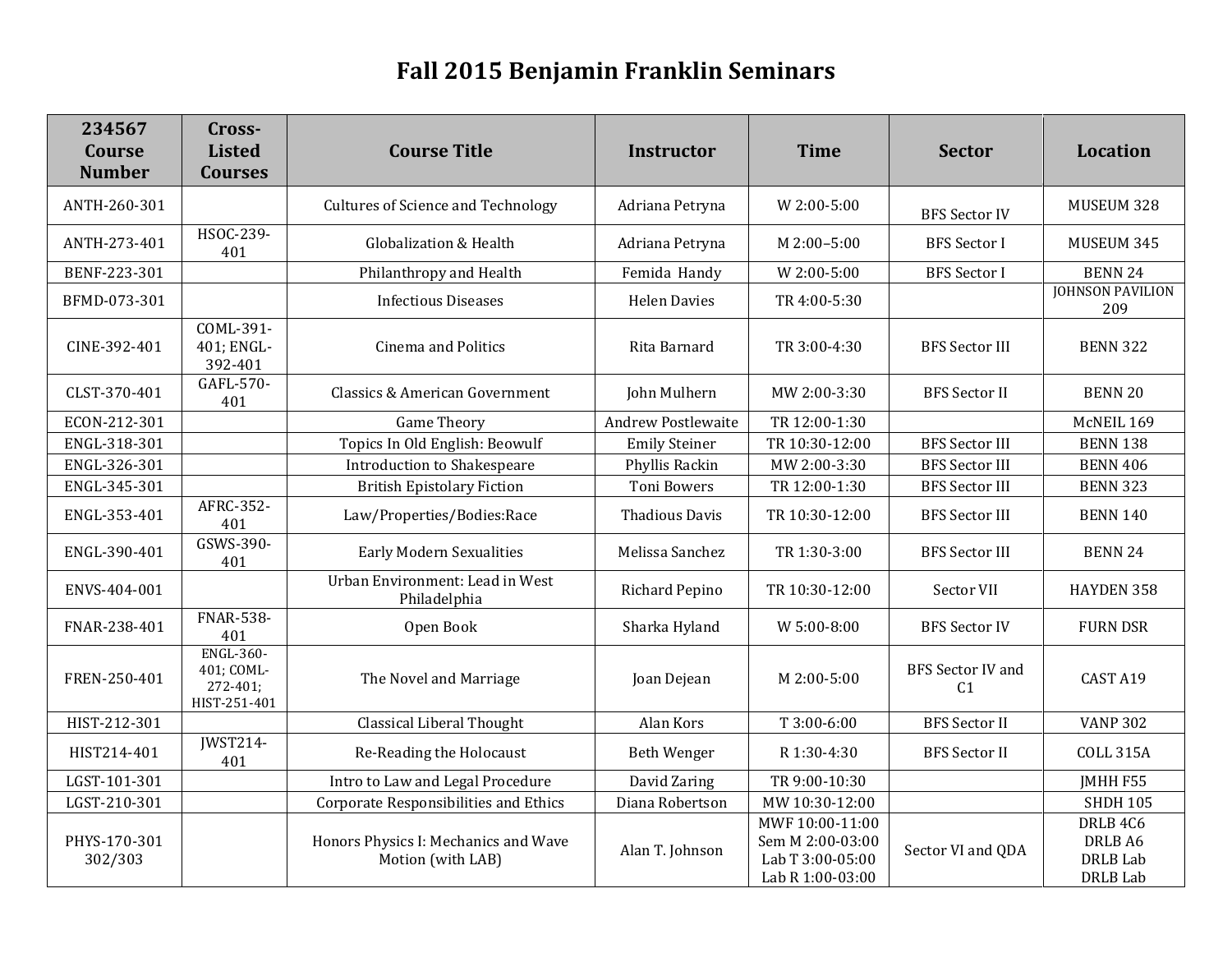# Fall 2015 Benjamin Franklin Seminars

| 234567 Course Number | Cross-Listed Courses | Course Title | Instructor | Time | Sector | Location |
|---|---|---|---|---|---|---|
| ANTH-260-301 | | Cultures of Science and Technology | Adriana Petryna | W 2:00-5:00 | BFS Sector IV | MUSEUM 328 |
| ANTH-273-401 | HSOC-239-401 | Globalization & Health | Adriana Petryna | M 2:00–5:00 | BFS Sector I | MUSEUM 345 |
| BENF-223-301 | | Philanthropy and Health | Femida Handy | W 2:00-5:00 | BFS Sector I | BENN 24 |
| BFMD-073-301 | | Infectious Diseases | Helen Davies | TR 4:00-5:30 | | JOHNSON PAVILION 209 |
| CINE-392-401 | COML-391-401; ENGL-392-401 | Cinema and Politics | Rita Barnard | TR 3:00-4:30 | BFS Sector III | BENN 322 |
| CLST-370-401 | GAFL-570-401 | Classics & American Government | John Mulhern | MW 2:00-3:30 | BFS Sector II | BENN 20 |
| ECON-212-301 | | Game Theory | Andrew Postlewaite | TR 12:00-1:30 | | McNEIL 169 |
| ENGL-318-301 | | Topics In Old English: Beowulf | Emily Steiner | TR 10:30-12:00 | BFS Sector III | BENN 138 |
| ENGL-326-301 | | Introduction to Shakespeare | Phyllis Rackin | MW 2:00-3:30 | BFS Sector III | BENN 406 |
| ENGL-345-301 | | British Epistolary Fiction | Toni Bowers | TR 12:00-1:30 | BFS Sector III | BENN 323 |
| ENGL-353-401 | AFRC-352-401 | Law/Properties/Bodies:Race | Thadious Davis | TR 10:30-12:00 | BFS Sector III | BENN 140 |
| ENGL-390-401 | GSWS-390-401 | Early Modern Sexualities | Melissa Sanchez | TR 1:30-3:00 | BFS Sector III | BENN 24 |
| ENVS-404-001 | | Urban Environment: Lead in West Philadelphia | Richard Pepino | TR 10:30-12:00 | Sector VII | HAYDEN 358 |
| FNAR-238-401 | FNAR-538-401 | Open Book | Sharka Hyland | W 5:00-8:00 | BFS Sector IV | FURN DSR |
| FREN-250-401 | ENGL-360-401; COML-272-401; HIST-251-401 | The Novel and Marriage | Joan Dejean | M 2:00-5:00 | BFS Sector IV and C1 | CAST A19 |
| HIST-212-301 | | Classical Liberal Thought | Alan Kors | T 3:00-6:00 | BFS Sector II | VANP 302 |
| HIST214-401 | JWST214-401 | Re-Reading the Holocaust | Beth Wenger | R 1:30-4:30 | BFS Sector II | COLL 315A |
| LGST-101-301 | | Intro to Law and Legal Procedure | David Zaring | TR 9:00-10:30 | | JMHH F55 |
| LGST-210-301 | | Corporate Responsibilities and Ethics | Diana Robertson | MW 10:30-12:00 | | SHDH 105 |
| PHYS-170-301 302/303 | | Honors Physics I: Mechanics and Wave Motion (with LAB) | Alan T. Johnson | MWF 10:00-11:00<br>Sem M 2:00-03:00<br>Lab T 3:00-05:00<br>Lab R 1:00-03:00 | Sector VI and QDA | DRLB 4C6<br>DRLB A6<br>DRLB Lab<br>DRLB Lab |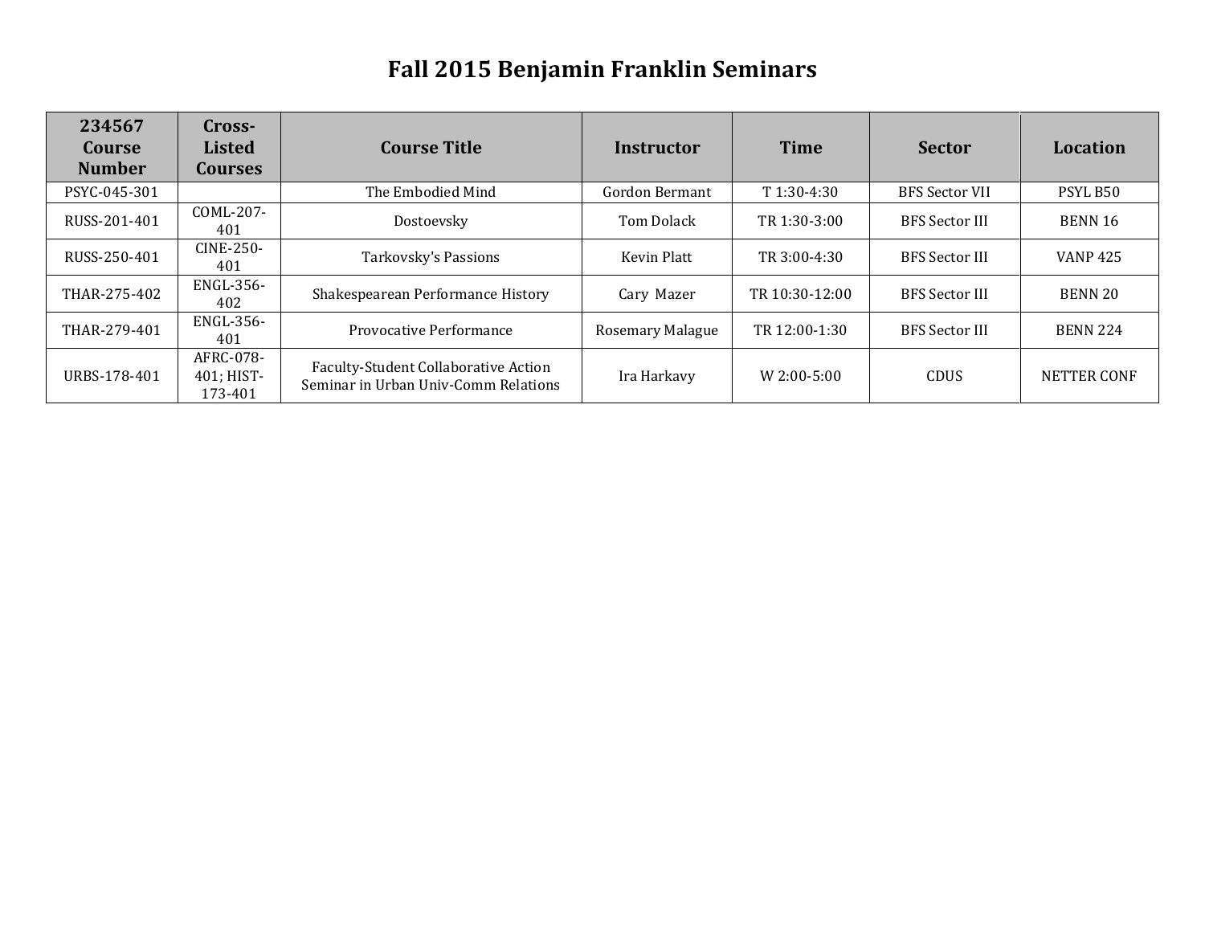# Fall 2015 Benjamin Franklin Seminars

| 234567 Course Number | Cross-Listed Courses | Course Title | Instructor | Time | Sector | Location |
|---|---|---|---|---|---|---|
| PSYC-045-301 | | The Embodied Mind | Gordon Bermant | T 1:30-4:30 | BFS Sector VII | PSYL B50 |
| RUSS-201-401 | COML-207-401 | Dostoevsky | Tom Dolack | TR 1:30-3:00 | BFS Sector III | BENN 16 |
| RUSS-250-401 | CINE-250-401 | Tarkovsky's Passions | Kevin Platt | TR 3:00-4:30 | BFS Sector III | VANP 425 |
| THAR-275-402 | ENGL-356-402 | Shakespearean Performance History | Cary Mazer | TR 10:30-12:00 | BFS Sector III | BENN 20 |
| THAR-279-401 | ENGL-356-401 | Provocative Performance | Rosemary Malague | TR 12:00-1:30 | BFS Sector III | BENN 224 |
| URBS-178-401 | AFRC-078-401; HIST-173-401 | Faculty-Student Collaborative Action Seminar in Urban Univ-Comm Relations | Ira Harkavy | W 2:00-5:00 | CDUS | NETTER CONF |